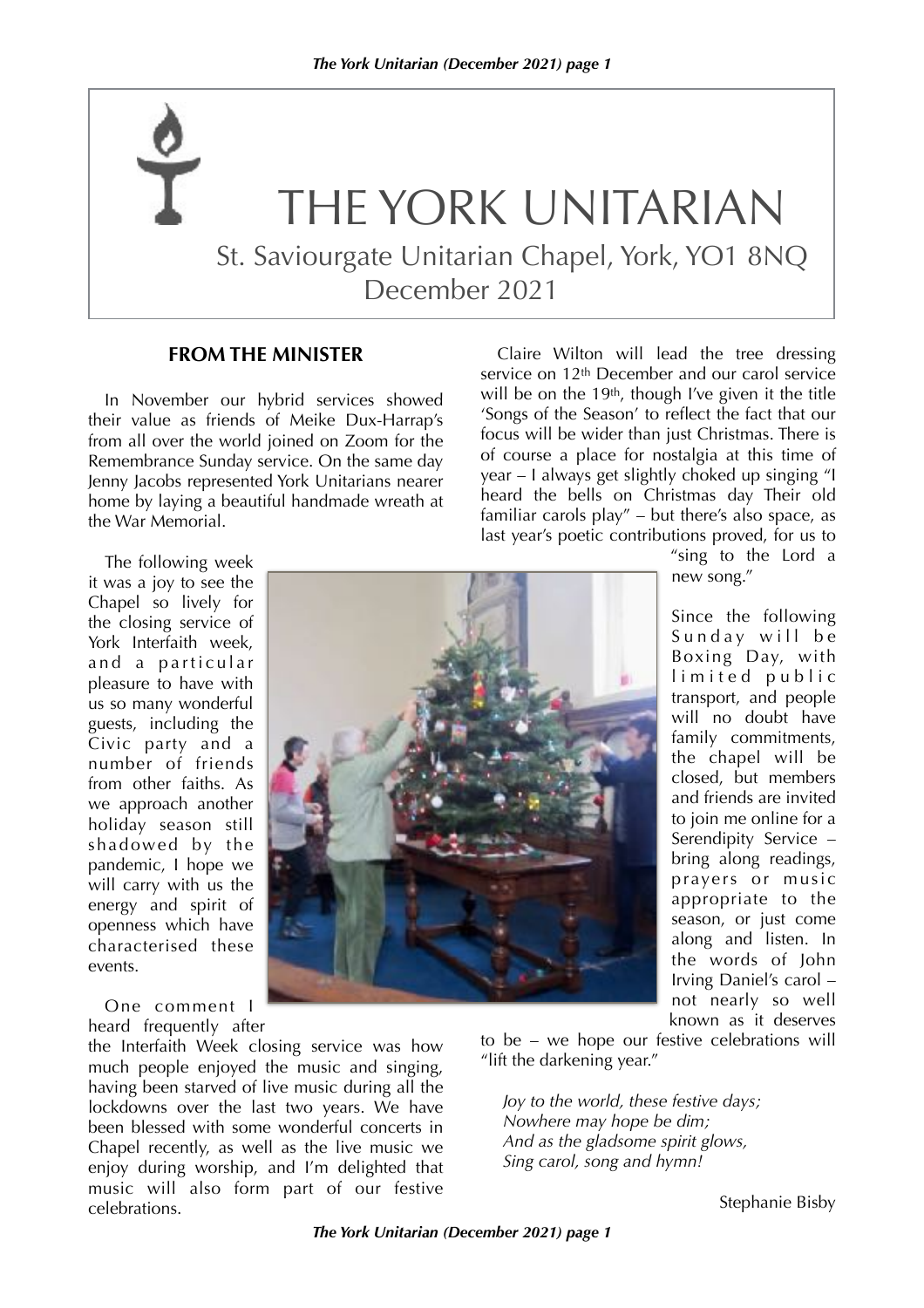# THE YORK UNITARIAN

St. Saviourgate Unitarian Chapel, York, YO1 8NQ

December 2021

## FROM THE MINISTER

In November our hybrid services showed their value as friends of Meike Dux-Harrap's from all over the world joined on Zoom for the Remembrance Sunday service. On the same day Jenny Jacobs represented York Unitarians nearer home by laying a beautiful handmade wreath at the War Memorial.

The following week it was a joy to see the Chapel so lively for the closing service of York Interfaith week, and a particular pleasure to have with us so many wonderful guests, including the Civic party and a number of friends from other faiths. As we approach another holiday season still shadowed by the pandemic, I hope we will carry with us the energy and spirit of openness which have characterised these events.

One comment I heard frequently after the Interfaith Week closing service was how much people enjoyed the music and singing, having been starved of live music during all the lockdowns over the last two years. We have been blessed with some wonderful concerts in Chapel recently, as well as the live music we enjoy during worship, and I'm delighted that music will also form part of our festive celebrations.

Claire Wilton will lead the tree dressing service on 12th December and our carol service will be on the 19th, though I've given it the title 'Songs of the Season' to reflect the fact that our focus will be wider than just Christmas. There is of course a place for nostalgia at this time of year – I always get slightly choked up singing "I heard the bells on Christmas day Their old familiar carols play" – but there's also space, as last year's poetic contributions proved, for us to "sing to the Lord a new song."

Since the following Sunday will be Boxing Day, with limited public transport, and people will no doubt have family commitments, the chapel will be closed, but members and friends are invited to join me online for a Serendipity Service – bring along readings, prayers or music appropriate to the season, or just come along and listen. In the words of John Irving Daniel's carol – not nearly so well known as it deserves to be – we hope our festive celebrations will "lift the darkening year."

*Joy to the world, these festive days;*
*Nowhere may hope be dim;*
*And as the gladsome spirit glows,*
*Sing carol, song and hymn!*

Stephanie Bisby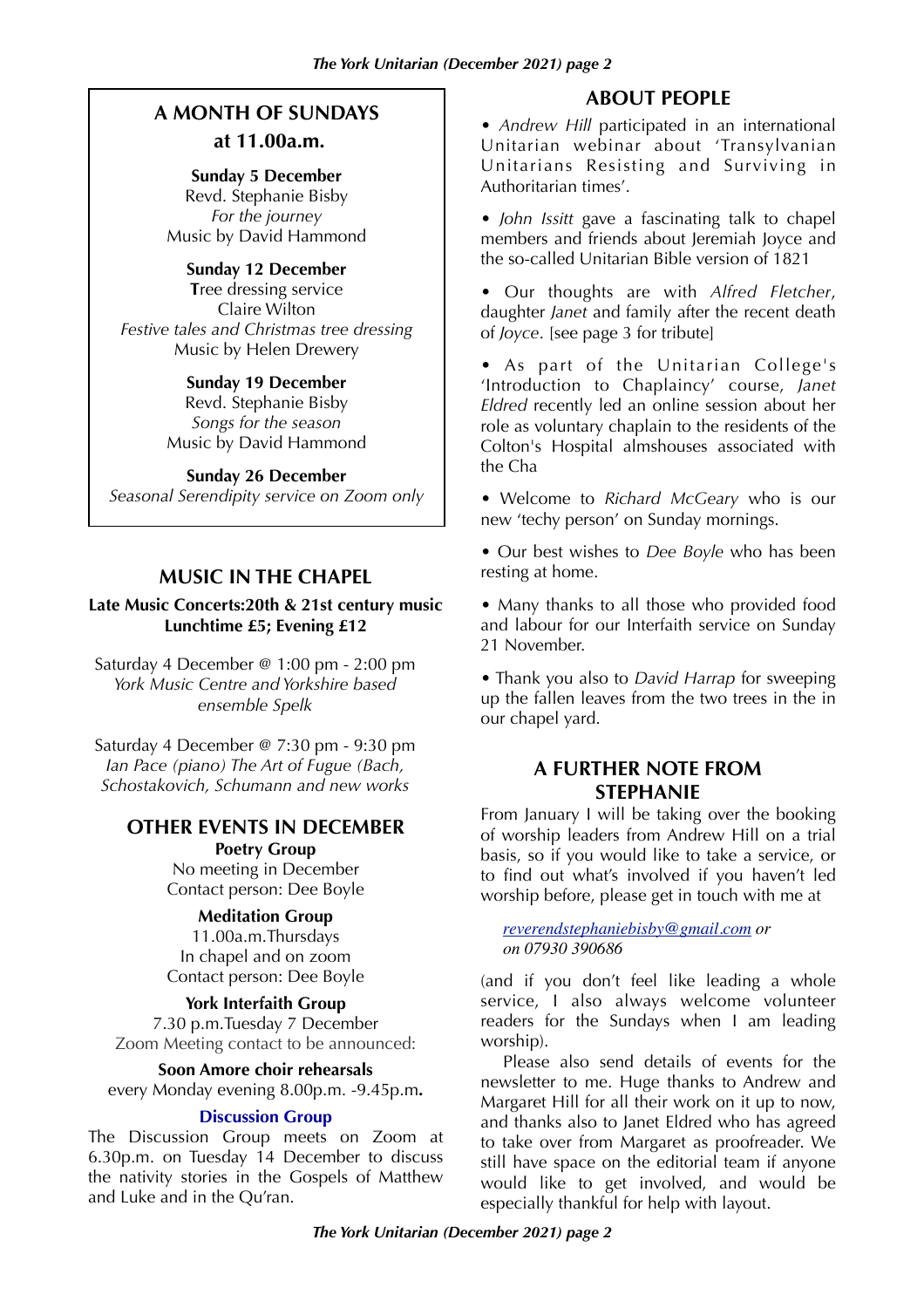## A MONTH OF SUNDAYS at 11.00a.m.

**Sunday 5 December**
Revd. Stephanie Bisby
*For the journey*
Music by David Hammond

**Sunday 12 December**
**T**ree dressing service
Claire Wilton
*Festive tales and Christmas tree dressing*
Music by Helen Drewery

**Sunday 19 December**
Revd. Stephanie Bisby
*Songs for the season*
Music by David Hammond

**Sunday 26 December**
*Seasonal Serendipity service on Zoom only*

## MUSIC IN THE CHAPEL

**Late Music Concerts:20th & 21st century music**
**Lunchtime £5; Evening £12**

Saturday 4 December @ 1:00 pm - 2:00 pm
*York Music Centre and Yorkshire based ensemble Spelk*

Saturday 4 December @ 7:30 pm - 9:30 pm
*Ian Pace (piano) The Art of Fugue (Bach, Schostakovich, Schumann and new works*

## OTHER EVENTS IN DECEMBER

**Poetry Group**
No meeting in December
Contact person: Dee Boyle

**Meditation Group**
11.00a.m.Thursdays
In chapel and on zoom
Contact person: Dee Boyle

**York Interfaith Group**
7.30 p.m.Tuesday 7 December
Zoom Meeting contact to be announced:

**Soon Amore choir rehearsals**
every Monday evening 8.00p.m. -9.45p.m**.**

**Discussion Group**
The Discussion Group meets on Zoom at 6.30p.m. on Tuesday 14 December to discuss the nativity stories in the Gospels of Matthew and Luke and in the Qu'ran.

## ABOUT PEOPLE

• *Andrew Hill* participated in an international Unitarian webinar about 'Transylvanian Unitarians Resisting and Surviving in Authoritarian times'.

• *John Issitt* gave a fascinating talk to chapel members and friends about Jeremiah Joyce and the so-called Unitarian Bible version of 1821

• Our thoughts are with *Alfred Fletcher*, daughter *Janet* and family after the recent death of *Joyce*. [see page 3 for tribute]

• As part of the Unitarian College's 'Introduction to Chaplaincy' course, *Janet Eldred* recently led an online session about her role as voluntary chaplain to the residents of the Colton's Hospital almshouses associated with the Cha

• Welcome to *Richard McGeary* who is our new 'techy person' on Sunday mornings.

• Our best wishes to *Dee Boyle* who has been resting at home.

• Many thanks to all those who provided food and labour for our Interfaith service on Sunday 21 November.

• Thank you also to *David Harrap* for sweeping up the fallen leaves from the two trees in the in our chapel yard.

## A FURTHER NOTE FROM STEPHANIE

From January I will be taking over the booking of worship leaders from Andrew Hill on a trial basis, so if you would like to take a service, or to find out what's involved if you haven't led worship before, please get in touch with me at

*reverendstephaniebisby@gmail.com or on 07930 390686*

(and if you don't feel like leading a whole service, I also always welcome volunteer readers for the Sundays when I am leading worship).

Please also send details of events for the newsletter to me. Huge thanks to Andrew and Margaret Hill for all their work on it up to now, and thanks also to Janet Eldred who has agreed to take over from Margaret as proofreader. We still have space on the editorial team if anyone would like to get involved, and would be especially thankful for help with layout.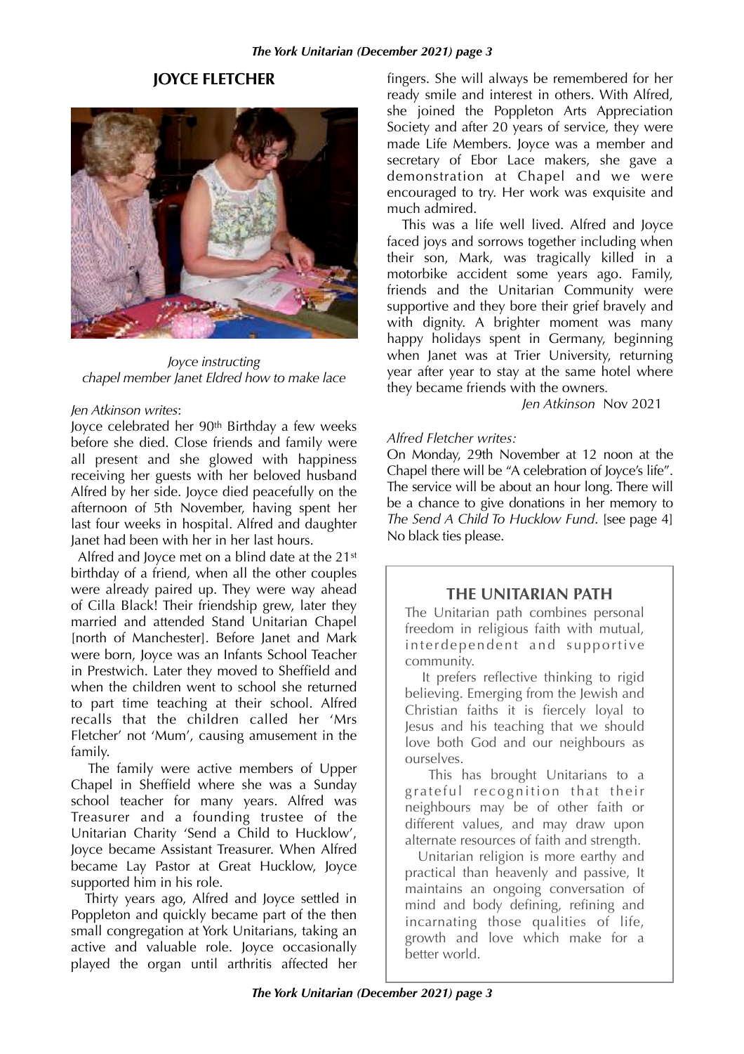## JOYCE FLETCHER

*Joyce instructing chapel member Janet Eldred how to make lace*

*Jen Atkinson writes*:

Joyce celebrated her 90th Birthday a few weeks before she died. Close friends and family were all present and she glowed with happiness receiving her guests with her beloved husband Alfred by her side. Joyce died peacefully on the afternoon of 5th November, having spent her last four weeks in hospital. Alfred and daughter Janet had been with her in her last hours.

Alfred and Joyce met on a blind date at the 21st birthday of a friend, when all the other couples were already paired up. They were way ahead of Cilla Black! Their friendship grew, later they married and attended Stand Unitarian Chapel [north of Manchester]. Before Janet and Mark were born, Joyce was an Infants School Teacher in Prestwich. Later they moved to Sheffield and when the children went to school she returned to part time teaching at their school. Alfred recalls that the children called her 'Mrs Fletcher' not 'Mum', causing amusement in the family.

The family were active members of Upper Chapel in Sheffield where she was a Sunday school teacher for many years. Alfred was Treasurer and a founding trustee of the Unitarian Charity 'Send a Child to Hucklow', Joyce became Assistant Treasurer. When Alfred became Lay Pastor at Great Hucklow, Joyce supported him in his role.

Thirty years ago, Alfred and Joyce settled in Poppleton and quickly became part of the then small congregation at York Unitarians, taking an active and valuable role. Joyce occasionally played the organ until arthritis affected her fingers. She will always be remembered for her ready smile and interest in others. With Alfred, she joined the Poppleton Arts Appreciation Society and after 20 years of service, they were made Life Members. Joyce was a member and secretary of Ebor Lace makers, she gave a demonstration at Chapel and we were encouraged to try. Her work was exquisite and much admired.

This was a life well lived. Alfred and Joyce faced joys and sorrows together including when their son, Mark, was tragically killed in a motorbike accident some years ago. Family, friends and the Unitarian Community were supportive and they bore their grief bravely and with dignity. A brighter moment was many happy holidays spent in Germany, beginning when Janet was at Trier University, returning year after year to stay at the same hotel where they became friends with the owners.

*Jen Atkinson* Nov 2021

*Alfred Fletcher writes:*

On Monday, 29th November at 12 noon at the Chapel there will be "A celebration of Joyce's life". The service will be about an hour long. There will be a chance to give donations in her memory to *The Send A Child To Hucklow Fund*. [see page 4] No black ties please.

### THE UNITARIAN PATH

The Unitarian path combines personal freedom in religious faith with mutual, interdependent and supportive community.

It prefers reflective thinking to rigid believing. Emerging from the Jewish and Christian faiths it is fiercely loyal to Jesus and his teaching that we should love both God and our neighbours as ourselves.

This has brought Unitarians to a grateful recognition that their neighbours may be of other faith or different values, and may draw upon alternate resources of faith and strength.

Unitarian religion is more earthy and practical than heavenly and passive, It maintains an ongoing conversation of mind and body defining, refining and incarnating those qualities of life, growth and love which make for a better world.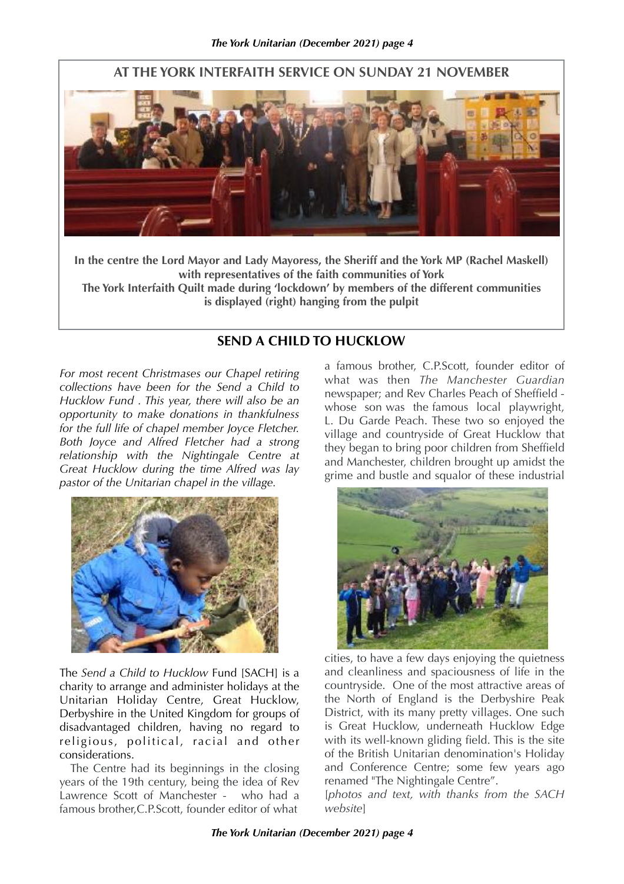## AT THE YORK INTERFAITH SERVICE ON SUNDAY 21 NOVEMBER

**In the centre the Lord Mayor and Lady Mayoress, the Sheriff and the York MP (Rachel Maskell) with representatives of the faith communities of York**

**The York Interfaith Quilt made during 'lockdown' by members of the different communities is displayed (right) hanging from the pulpit**

## SEND A CHILD TO HUCKLOW

*For most recent Christmases our Chapel retiring collections have been for the Send a Child to Hucklow Fund . This year, there will also be an opportunity to make donations in thankfulness for the full life of chapel member Joyce Fletcher. Both Joyce and Alfred Fletcher had a strong relationship with the Nightingale Centre at Great Hucklow during the time Alfred was lay pastor of the Unitarian chapel in the village.*

The *Send a Child to Hucklow* Fund [SACH] is a charity to arrange and administer holidays at the Unitarian Holiday Centre, Great Hucklow, Derbyshire in the United Kingdom for groups of disadvantaged children, having no regard to religious, political, racial and other considerations.

The Centre had its beginnings in the closing years of the 19th century, being the idea of Rev Lawrence Scott of Manchester - who had a famous brother,C.P.Scott, founder editor of what a famous brother, C.P.Scott, founder editor of what was then *The Manchester Guardian* newspaper; and Rev Charles Peach of Sheffield - whose son was the famous local playwright, L. Du Garde Peach. These two so enjoyed the village and countryside of Great Hucklow that they began to bring poor children from Sheffield and Manchester, children brought up amidst the grime and bustle and squalor of these industrial cities, to have a few days enjoying the quietness and cleanliness and spaciousness of life in the countryside. One of the most attractive areas of the North of England is the Derbyshire Peak District, with its many pretty villages. One such is Great Hucklow, underneath Hucklow Edge with its well-known gliding field. This is the site of the British Unitarian denomination's Holiday and Conference Centre; some few years ago renamed "The Nightingale Centre".

[*photos and text, with thanks from the SACH website*]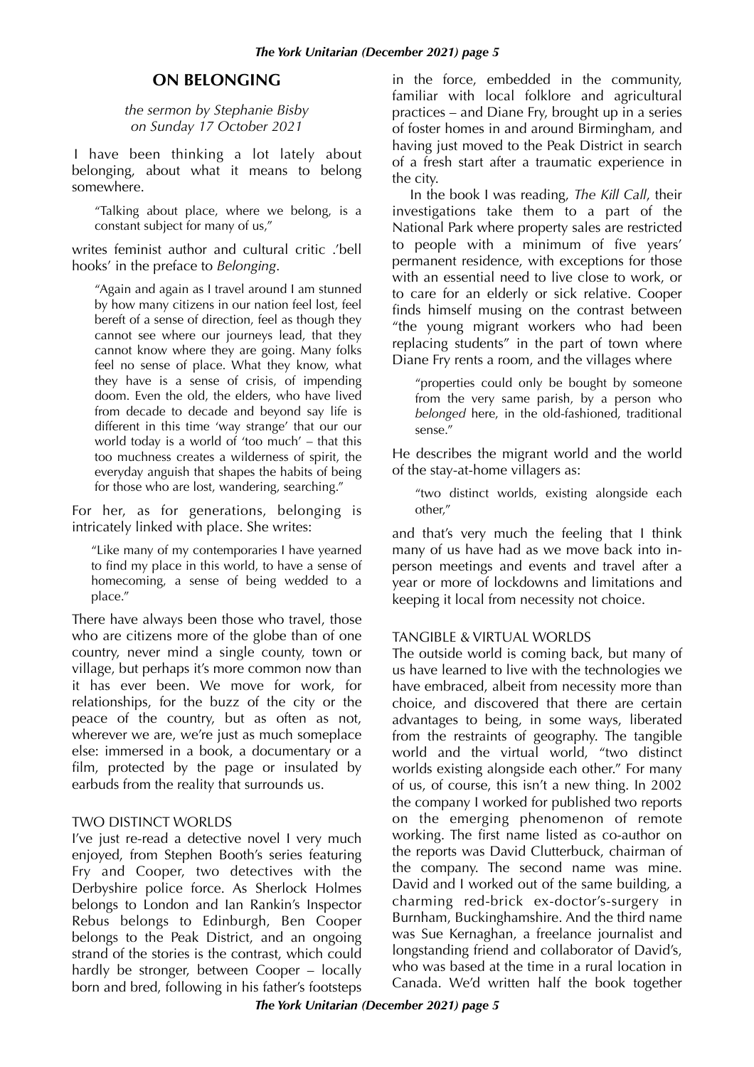## ON BELONGING

*the sermon by Stephanie Bisby on Sunday 17 October 2021*

I have been thinking a lot lately about belonging, about what it means to belong somewhere.

> "Talking about place, where we belong, is a constant subject for many of us,"

writes feminist author and cultural critic .'bell hooks' in the preface to *Belonging*.

> "Again and again as I travel around I am stunned by how many citizens in our nation feel lost, feel bereft of a sense of direction, feel as though they cannot see where our journeys lead, that they cannot know where they are going. Many folks feel no sense of place. What they know, what they have is a sense of crisis, of impending doom. Even the old, the elders, who have lived from decade to decade and beyond say life is different in this time 'way strange' that our our world today is a world of 'too much' – that this too muchness creates a wilderness of spirit, the everyday anguish that shapes the habits of being for those who are lost, wandering, searching."

For her, as for generations, belonging is intricately linked with place. She writes:

> "Like many of my contemporaries I have yearned to find my place in this world, to have a sense of homecoming, a sense of being wedded to a place."

There have always been those who travel, those who are citizens more of the globe than of one country, never mind a single county, town or village, but perhaps it's more common now than it has ever been. We move for work, for relationships, for the buzz of the city or the peace of the country, but as often as not, wherever we are, we're just as much someplace else: immersed in a book, a documentary or a film, protected by the page or insulated by earbuds from the reality that surrounds us.

### TWO DISTINCT WORLDS

I've just re-read a detective novel I very much enjoyed, from Stephen Booth's series featuring Fry and Cooper, two detectives with the Derbyshire police force. As Sherlock Holmes belongs to London and Ian Rankin's Inspector Rebus belongs to Edinburgh, Ben Cooper belongs to the Peak District, and an ongoing strand of the stories is the contrast, which could hardly be stronger, between Cooper – locally born and bred, following in his father's footsteps in the force, embedded in the community, familiar with local folklore and agricultural practices – and Diane Fry, brought up in a series of foster homes in and around Birmingham, and having just moved to the Peak District in search of a fresh start after a traumatic experience in the city.

In the book I was reading, *The Kill Call*, their investigations take them to a part of the National Park where property sales are restricted to people with a minimum of five years' permanent residence, with exceptions for those with an essential need to live close to work, or to care for an elderly or sick relative. Cooper finds himself musing on the contrast between "the young migrant workers who had been replacing students" in the part of town where Diane Fry rents a room, and the villages where

> "properties could only be bought by someone from the very same parish, by a person who *belonged* here, in the old-fashioned, traditional sense."

He describes the migrant world and the world of the stay-at-home villagers as:

> "two distinct worlds, existing alongside each other,"

and that's very much the feeling that I think many of us have had as we move back into in-person meetings and events and travel after a year or more of lockdowns and limitations and keeping it local from necessity not choice.

### TANGIBLE & VIRTUAL WORLDS

The outside world is coming back, but many of us have learned to live with the technologies we have embraced, albeit from necessity more than choice, and discovered that there are certain advantages to being, in some ways, liberated from the restraints of geography. The tangible world and the virtual world, "two distinct worlds existing alongside each other." For many of us, of course, this isn't a new thing. In 2002 the company I worked for published two reports on the emerging phenomenon of remote working. The first name listed as co-author on the reports was David Clutterbuck, chairman of the company. The second name was mine. David and I worked out of the same building, a charming red-brick ex-doctor's-surgery in Burnham, Buckinghamshire. And the third name was Sue Kernaghan, a freelance journalist and longstanding friend and collaborator of David's, who was based at the time in a rural location in Canada. We'd written half the book together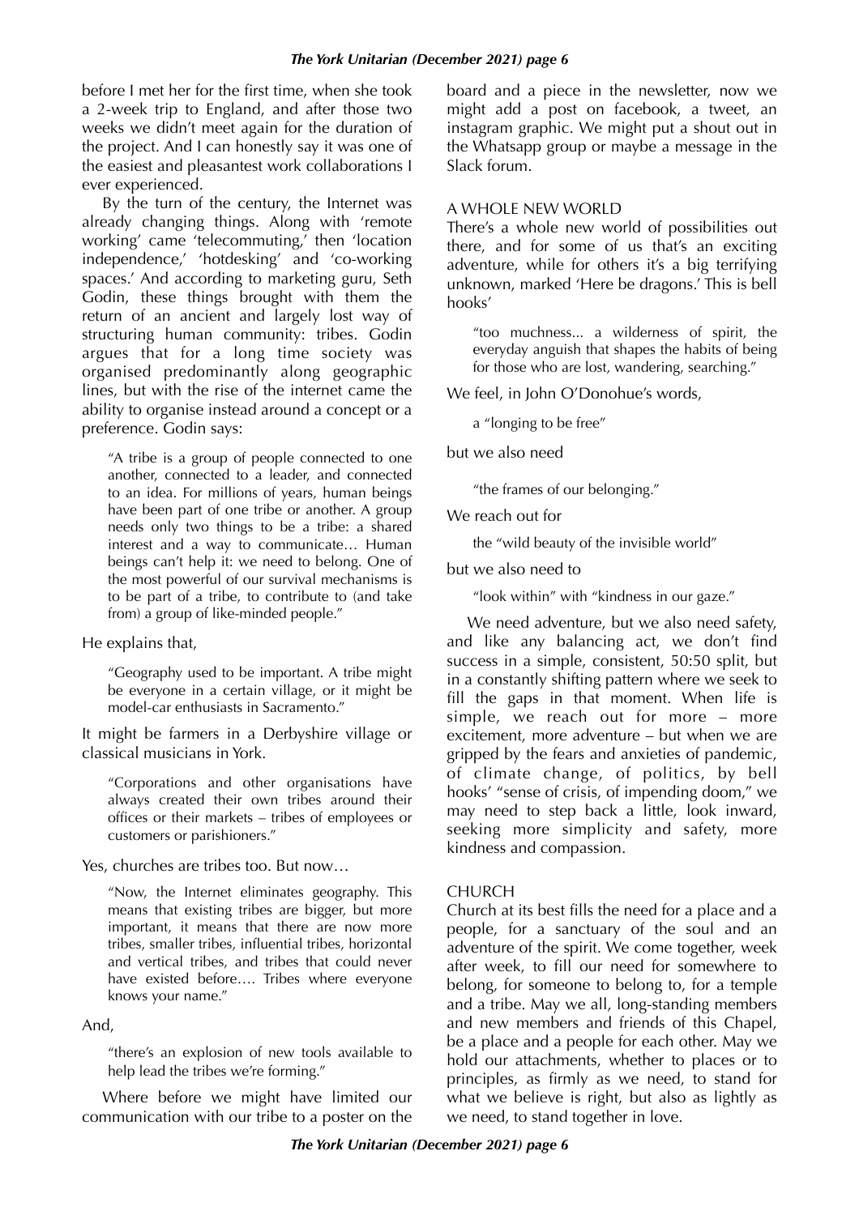before I met her for the first time, when she took a 2-week trip to England, and after those two weeks we didn't meet again for the duration of the project. And I can honestly say it was one of the easiest and pleasantest work collaborations I ever experienced.

By the turn of the century, the Internet was already changing things. Along with 'remote working' came 'telecommuting,' then 'location independence,' 'hotdesking' and 'co-working spaces.' And according to marketing guru, Seth Godin, these things brought with them the return of an ancient and largely lost way of structuring human community: tribes. Godin argues that for a long time society was organised predominantly along geographic lines, but with the rise of the internet came the ability to organise instead around a concept or a preference. Godin says:

> "A tribe is a group of people connected to one another, connected to a leader, and connected to an idea. For millions of years, human beings have been part of one tribe or another. A group needs only two things to be a tribe: a shared interest and a way to communicate… Human beings can't help it: we need to belong. One of the most powerful of our survival mechanisms is to be part of a tribe, to contribute to (and take from) a group of like-minded people."

He explains that,

> "Geography used to be important. A tribe might be everyone in a certain village, or it might be model-car enthusiasts in Sacramento."

It might be farmers in a Derbyshire village or classical musicians in York.

> "Corporations and other organisations have always created their own tribes around their offices or their markets – tribes of employees or customers or parishioners."

Yes, churches are tribes too. But now…

> "Now, the Internet eliminates geography. This means that existing tribes are bigger, but more important, it means that there are now more tribes, smaller tribes, influential tribes, horizontal and vertical tribes, and tribes that could never have existed before…. Tribes where everyone knows your name."

And,

> "there's an explosion of new tools available to help lead the tribes we're forming."

Where before we might have limited our communication with our tribe to a poster on the board and a piece in the newsletter, now we might add a post on facebook, a tweet, an instagram graphic. We might put a shout out in the Whatsapp group or maybe a message in the Slack forum.

## A WHOLE NEW WORLD

There's a whole new world of possibilities out there, and for some of us that's an exciting adventure, while for others it's a big terrifying unknown, marked 'Here be dragons.' This is bell hooks'

> "too muchness... a wilderness of spirit, the everyday anguish that shapes the habits of being for those who are lost, wandering, searching."

We feel, in John O'Donohue's words,

> a "longing to be free"

but we also need

> "the frames of our belonging."

We reach out for

> the "wild beauty of the invisible world"

but we also need to

> "look within" with "kindness in our gaze."

We need adventure, but we also need safety, and like any balancing act, we don't find success in a simple, consistent, 50:50 split, but in a constantly shifting pattern where we seek to fill the gaps in that moment. When life is simple, we reach out for more – more excitement, more adventure – but when we are gripped by the fears and anxieties of pandemic, of climate change, of politics, by bell hooks' "sense of crisis, of impending doom," we may need to step back a little, look inward, seeking more simplicity and safety, more kindness and compassion.

## CHURCH

Church at its best fills the need for a place and a people, for a sanctuary of the soul and an adventure of the spirit. We come together, week after week, to fill our need for somewhere to belong, for someone to belong to, for a temple and a tribe. May we all, long-standing members and new members and friends of this Chapel, be a place and a people for each other. May we hold our attachments, whether to places or to principles, as firmly as we need, to stand for what we believe is right, but also as lightly as we need, to stand together in love.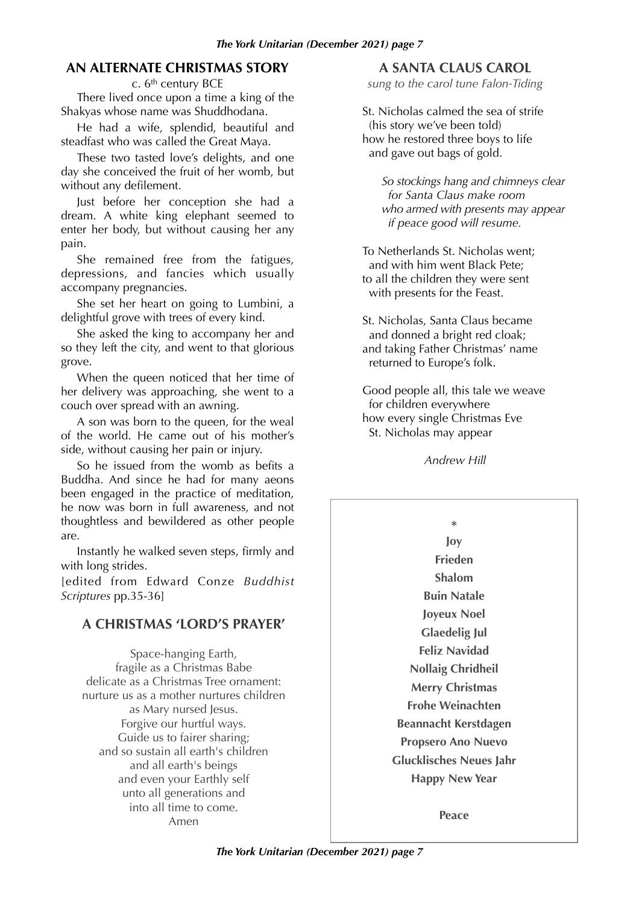## AN ALTERNATE CHRISTMAS STORY

c. 6th century BCE

There lived once upon a time a king of the Shakyas whose name was Shuddhodana.

He had a wife, splendid, beautiful and steadfast who was called the Great Maya.

These two tasted love's delights, and one day she conceived the fruit of her womb, but without any defilement.

Just before her conception she had a dream. A white king elephant seemed to enter her body, but without causing her any pain.

She remained free from the fatigues, depressions, and fancies which usually accompany pregnancies.

She set her heart on going to Lumbini, a delightful grove with trees of every kind.

She asked the king to accompany her and so they left the city, and went to that glorious grove.

When the queen noticed that her time of her delivery was approaching, she went to a couch over spread with an awning.

A son was born to the queen, for the weal of the world. He came out of his mother's side, without causing her pain or injury.

So he issued from the womb as befits a Buddha. And since he had for many aeons been engaged in the practice of meditation, he now was born in full awareness, and not thoughtless and bewildered as other people are.

Instantly he walked seven steps, firmly and with long strides.

[edited from Edward Conze *Buddhist Scriptures* pp.35-36]

## A CHRISTMAS 'LORD'S PRAYER'

Space-hanging Earth,
fragile as a Christmas Babe
delicate as a Christmas Tree ornament:
nurture us as a mother nurtures children
as Mary nursed Jesus.
Forgive our hurtful ways.
Guide us to fairer sharing;
and so sustain all earth's children
and all earth's beings
and even your Earthly self
unto all generations and
into all time to come.
Amen

## A SANTA CLAUS CAROL

*sung to the carol tune Falon-Tiding*

St. Nicholas calmed the sea of strife
(his story we've been told)
how he restored three boys to life
and gave out bags of gold.

*So stockings hang and chimneys clear*
*for Santa Claus make room*
*who armed with presents may appear*
*if peace good will resume.*

To Netherlands St. Nicholas went;
and with him went Black Pete;
to all the children they were sent
with presents for the Feast.

St. Nicholas, Santa Claus became
and donned a bright red cloak;
and taking Father Christmas' name
returned to Europe's folk.

Good people all, this tale we weave
for children everywhere
how every single Christmas Eve
St. Nicholas may appear

*Andrew Hill*

\*

**Joy**
**Frieden**
**Shalom**
**Buin Natale**
**Joyeux Noel**
**Glaedelig Jul**
**Feliz Navidad**
**Nollaig Chridheil**
**Merry Christmas**
**Frohe Weinachten**
**Beannacht Kerstdagen**
**Propsero Ano Nuevo**
**Glucklisches Neues Jahr**
**Happy New Year**

**Peace**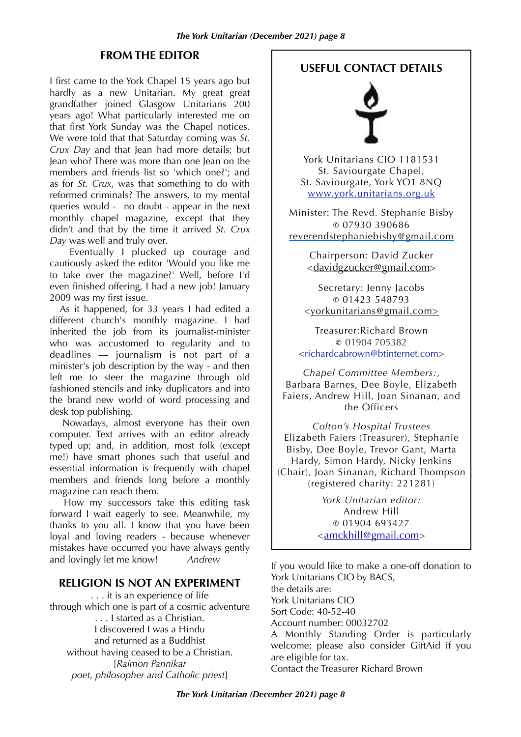## FROM THE EDITOR

I first came to the York Chapel 15 years ago but hardly as a new Unitarian. My great great grandfather joined Glasgow Unitarians 200 years ago! What particularly interested me on that first York Sunday was the Chapel notices. We were told that that Saturday coming was *St. Crux Day* and that Jean had more details; but Jean who? There was more than one Jean on the members and friends list so 'which one?'; and as for *St. Crux*, was that something to do with reformed criminals? The answers, to my mental queries would - no doubt - appear in the next monthly chapel magazine, except that they didn't and that by the time it arrived *St. Crux Day* was well and truly over.

Eventually I plucked up courage and cautiously asked the editor 'Would you like me to take over the magazine?' Well, before I'd even finished offering, I had a new job! January 2009 was my first issue.

As it happened, for 33 years I had edited a different church's monthly magazine. I had inherited the job from its journalist-minister who was accustomed to regularity and to deadlines — journalism is not part of a minister's job description by the way - and then left me to steer the magazine through old fashioned stencils and inky duplicators and into the brand new world of word processing and desk top publishing.

Nowadays, almost everyone has their own computer. Text arrives with an editor already typed up; and, in addition, most folk (except me!) have smart phones such that useful and essential information is frequently with chapel members and friends long before a monthly magazine can reach them.

How my successors take this editing task forward I wait eagerly to see. Meanwhile, my thanks to you all. I know that you have been loyal and loving readers - because whenever mistakes have occurred you have always gently and lovingly let me know! *Andrew*

## RELIGION IS NOT AN EXPERIMENT

. . . it is an experience of life  
through which one is part of a cosmic adventure  
. . . I started as a Christian.  
I discovered I was a Hindu  
and returned as a Buddhist  
without having ceased to be a Christian.  
[*Raimon Pannikar*  
*poet, philosopher and Catholic priest*]

## USEFUL CONTACT DETAILS

York Unitarians CIO 1181531  
St. Saviourgate Chapel,  
St. Saviourgate, York YO1 8NQ  
www.york.unitarians.org.uk

Minister: The Revd. Stephanie Bisby  
✆ 07930 390686  
reverendstephaniebisby@gmail.com

Chairperson: David Zucker  
<davidgzucker@gmail.com>

Secretary: Jenny Jacobs  
✆ 01423 548793  
<yorkunitarians@gmail.com>

Treasurer:Richard Brown  
✆ 01904 705382  
<richardcabrown@btinternet.com>

*Chapel Committee Members:*,  
Barbara Barnes, Dee Boyle, Elizabeth Faiers, Andrew Hill, Joan Sinanan, and the Officers

*Colton's Hospital Trustees*  
Elizabeth Faiers (Treasurer), Stephanie Bisby, Dee Boyle, Trevor Gant, Marta Hardy, Simon Hardy, Nicky Jenkins (Chair), Joan Sinanan, Richard Thompson (registered charity: 221281)

*York Unitarian editor:*  
Andrew Hill  
✆ 01904 693427  
<amckhill@gmail.com>

If you would like to make a one-off donation to York Unitarians CIO by BACS,  
the details are:  
York Unitarians CIO  
Sort Code: 40-52-40  
Account number: 00032702  
A Monthly Standing Order is particularly welcome; please also consider GiftAid if you are eligible for tax.  
Contact the Treasurer Richard Brown